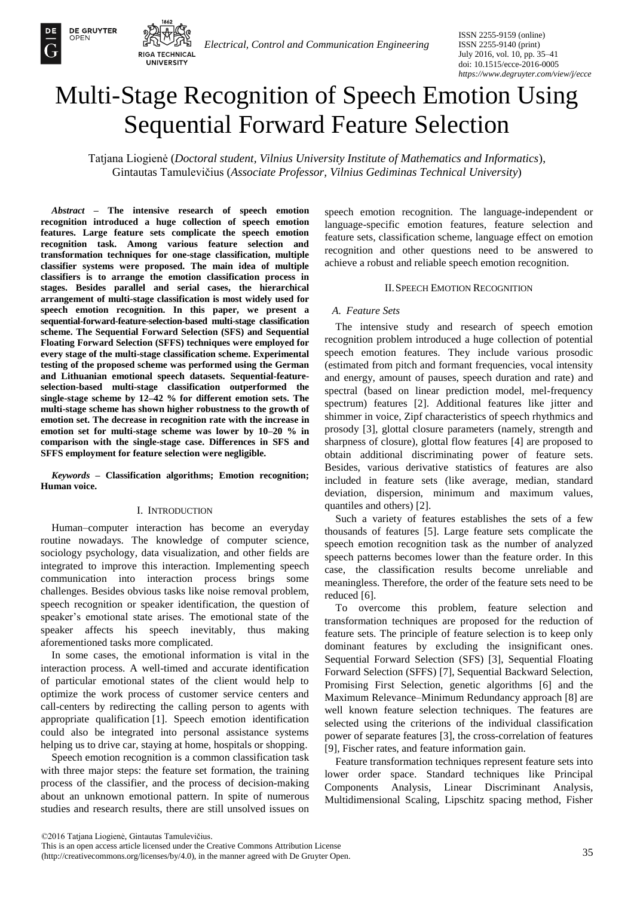# Multi-Stage Recognition of Speech Emotion Using Sequential Forward Feature Selection

Tatjana Liogienė (*Doctoral student, Vilnius University Institute of Mathematics and Informatics*), Gintautas Tamulevičius (*Associate Professor, Vilnius Gediminas Technical University*)

***Abstract*** **– The intensive research of speech emotion recognition introduced a huge collection of speech emotion features. Large feature sets complicate the speech emotion recognition task. Among various feature selection and transformation techniques for one-stage classification, multiple classifier systems were proposed. The main idea of multiple classifiers is to arrange the emotion classification process in stages. Besides parallel and serial cases, the hierarchical arrangement of multi-stage classification is most widely used for speech emotion recognition. In this paper, we present a sequential-forward-feature-selection-based multi-stage classification scheme. The Sequential Forward Selection (SFS) and Sequential Floating Forward Selection (SFFS) techniques were employed for every stage of the multi-stage classification scheme. Experimental testing of the proposed scheme was performed using the German and Lithuanian emotional speech datasets. Sequential-feature-selection-based multi-stage classification outperformed the single-stage scheme by 12–42 % for different emotion sets. The multi-stage scheme has shown higher robustness to the growth of emotion set. The decrease in recognition rate with the increase in emotion set for multi-stage scheme was lower by 10–20 % in comparison with the single-stage case. Differences in SFS and SFFS employment for feature selection were negligible.**

***Keywords*** **– Classification algorithms; Emotion recognition; Human voice.**

## I. Introduction

Human–computer interaction has become an everyday routine nowadays. The knowledge of computer science, sociology psychology, data visualization, and other fields are integrated to improve this interaction. Implementing speech communication into interaction process brings some challenges. Besides obvious tasks like noise removal problem, speech recognition or speaker identification, the question of speaker's emotional state arises. The emotional state of the speaker affects his speech inevitably, thus making aforementioned tasks more complicated.

In some cases, the emotional information is vital in the interaction process. A well-timed and accurate identification of particular emotional states of the client would help to optimize the work process of customer service centers and call-centers by redirecting the calling person to agents with appropriate qualification [1]. Speech emotion identification could also be integrated into personal assistance systems helping us to drive car, staying at home, hospitals or shopping.

Speech emotion recognition is a common classification task with three major steps: the feature set formation, the training process of the classifier, and the process of decision-making about an unknown emotional pattern. In spite of numerous studies and research results, there are still unsolved issues on speech emotion recognition. The language-independent or language-specific emotion features, feature selection and feature sets, classification scheme, language effect on emotion recognition and other questions need to be answered to achieve a robust and reliable speech emotion recognition.

## II. Speech Emotion Recognition

### A. Feature Sets

The intensive study and research of speech emotion recognition problem introduced a huge collection of potential speech emotion features. They include various prosodic (estimated from pitch and formant frequencies, vocal intensity and energy, amount of pauses, speech duration and rate) and spectral (based on linear prediction model, mel-frequency spectrum) features [2]. Additional features like jitter and shimmer in voice, Zipf characteristics of speech rhythmics and prosody [3], glottal closure parameters (namely, strength and sharpness of closure), glottal flow features [4] are proposed to obtain additional discriminating power of feature sets. Besides, various derivative statistics of features are also included in feature sets (like average, median, standard deviation, dispersion, minimum and maximum values, quantiles and others) [2].

Such a variety of features establishes the sets of a few thousands of features [5]. Large feature sets complicate the speech emotion recognition task as the number of analyzed speech patterns becomes lower than the feature order. In this case, the classification results become unreliable and meaningless. Therefore, the order of the feature sets need to be reduced [6].

To overcome this problem, feature selection and transformation techniques are proposed for the reduction of feature sets. The principle of feature selection is to keep only dominant features by excluding the insignificant ones. Sequential Forward Selection (SFS) [3], Sequential Floating Forward Selection (SFFS) [7], Sequential Backward Selection, Promising First Selection, genetic algorithms [6] and the Maximum Relevance–Minimum Redundancy approach [8] are well known feature selection techniques. The features are selected using the criterions of the individual classification power of separate features [3], the cross-correlation of features [9], Fischer rates, and feature information gain.

Feature transformation techniques represent feature sets into lower order space. Standard techniques like Principal Components Analysis, Linear Discriminant Analysis, Multidimensional Scaling, Lipschitz spacing method, Fisher

©2016 Tatjana Liogienė, Gintautas Tamulevičius.
This is an open access article licensed under the Creative Commons Attribution License (http://creativecommons.org/licenses/by/4.0), in the manner agreed with De Gruyter Open.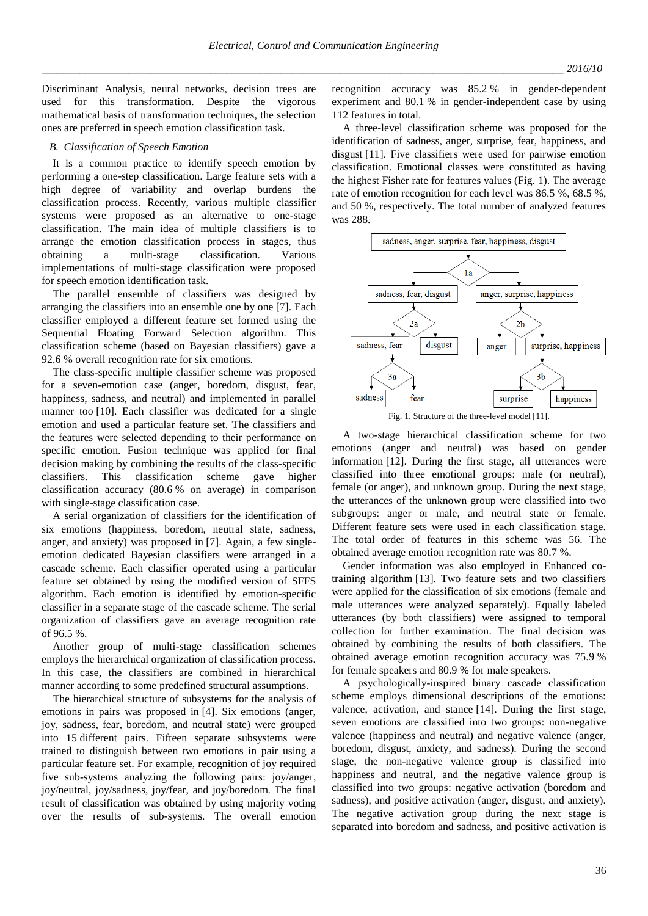Discriminant Analysis, neural networks, decision trees are used for this transformation. Despite the vigorous mathematical basis of transformation techniques, the selection ones are preferred in speech emotion classification task.

### *B. Classification of Speech Emotion*

It is a common practice to identify speech emotion by performing a one-step classification. Large feature sets with a high degree of variability and overlap burdens the classification process. Recently, various multiple classifier systems were proposed as an alternative to one-stage classification. The main idea of multiple classifiers is to arrange the emotion classification process in stages, thus obtaining a multi-stage classification. Various implementations of multi-stage classification were proposed for speech emotion identification task.

The parallel ensemble of classifiers was designed by arranging the classifiers into an ensemble one by one [7]. Each classifier employed a different feature set formed using the Sequential Floating Forward Selection algorithm. This classification scheme (based on Bayesian classifiers) gave a 92.6 % overall recognition rate for six emotions.

The class-specific multiple classifier scheme was proposed for a seven-emotion case (anger, boredom, disgust, fear, happiness, sadness, and neutral) and implemented in parallel manner too [10]. Each classifier was dedicated for a single emotion and used a particular feature set. The classifiers and the features were selected depending to their performance on specific emotion. Fusion technique was applied for final decision making by combining the results of the class-specific classifiers. This classification scheme gave higher classification accuracy (80.6 % on average) in comparison with single-stage classification case.

A serial organization of classifiers for the identification of six emotions (happiness, boredom, neutral state, sadness, anger, and anxiety) was proposed in [7]. Again, a few single-emotion dedicated Bayesian classifiers were arranged in a cascade scheme. Each classifier operated using a particular feature set obtained by using the modified version of SFFS algorithm. Each emotion is identified by emotion-specific classifier in a separate stage of the cascade scheme. The serial organization of classifiers gave an average recognition rate of 96.5 %.

Another group of multi-stage classification schemes employs the hierarchical organization of classification process. In this case, the classifiers are combined in hierarchical manner according to some predefined structural assumptions.

The hierarchical structure of subsystems for the analysis of emotions in pairs was proposed in [4]. Six emotions (anger, joy, sadness, fear, boredom, and neutral state) were grouped into 15 different pairs. Fifteen separate subsystems were trained to distinguish between two emotions in pair using a particular feature set. For example, recognition of joy required five sub-systems analyzing the following pairs: joy/anger, joy/neutral, joy/sadness, joy/fear, and joy/boredom. The final result of classification was obtained by using majority voting over the results of sub-systems. The overall emotion recognition accuracy was 85.2 % in gender-dependent experiment and 80.1 % in gender-independent case by using 112 features in total.

A three-level classification scheme was proposed for the identification of sadness, anger, surprise, fear, happiness, and disgust [11]. Five classifiers were used for pairwise emotion classification. Emotional classes were constituted as having the highest Fisher rate for features values (Fig. 1). The average rate of emotion recognition for each level was 86.5 %, 68.5 %, and 50 %, respectively. The total number of analyzed features was 288.

sadness, anger, surprise, fear, happiness, disgust
1a
sadness, fear, disgust
anger, surprise, happiness
2a
2b
sadness, fear
disgust
anger
surprise, happiness
3a
3b
sadness
fear
surprise
happiness

Fig. 1. Structure of the three-level model [11].

A two-stage hierarchical classification scheme for two emotions (anger and neutral) was based on gender information [12]. During the first stage, all utterances were classified into three emotional groups: male (or neutral), female (or anger), and unknown group. During the next stage, the utterances of the unknown group were classified into two subgroups: anger or male, and neutral state or female. Different feature sets were used in each classification stage. The total order of features in this scheme was 56. The obtained average emotion recognition rate was 80.7 %.

Gender information was also employed in Enhanced co-training algorithm [13]. Two feature sets and two classifiers were applied for the classification of six emotions (female and male utterances were analyzed separately). Equally labeled utterances (by both classifiers) were assigned to temporal collection for further examination. The final decision was obtained by combining the results of both classifiers. The obtained average emotion recognition accuracy was 75.9 % for female speakers and 80.9 % for male speakers.

A psychologically-inspired binary cascade classification scheme employs dimensional descriptions of the emotions: valence, activation, and stance [14]. During the first stage, seven emotions are classified into two groups: non-negative valence (happiness and neutral) and negative valence (anger, boredom, disgust, anxiety, and sadness). During the second stage, the non-negative valence group is classified into happiness and neutral, and the negative valence group is classified into two groups: negative activation (boredom and sadness), and positive activation (anger, disgust, and anxiety). The negative activation group during the next stage is separated into boredom and sadness, and positive activation is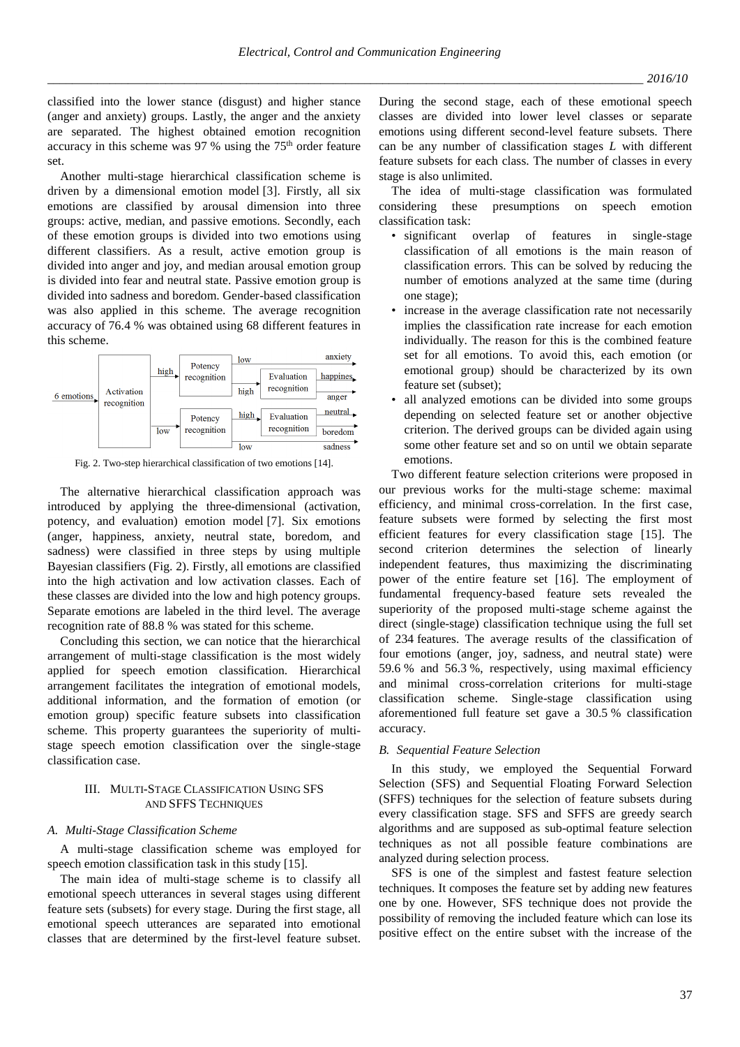classified into the lower stance (disgust) and higher stance (anger and anxiety) groups. Lastly, the anger and the anxiety are separated. The highest obtained emotion recognition accuracy in this scheme was 97 % using the 75th order feature set.

Another multi-stage hierarchical classification scheme is driven by a dimensional emotion model [3]. Firstly, all six emotions are classified by arousal dimension into three groups: active, median, and passive emotions. Secondly, each of these emotion groups is divided into two emotions using different classifiers. As a result, active emotion group is divided into anger and joy, and median arousal emotion group is divided into fear and neutral state. Passive emotion group is divided into sadness and boredom. Gender-based classification was also applied in this scheme. The average recognition accuracy of 76.4 % was obtained using 68 different features in this scheme.

6 emotions
Activation recognition
high
low
Potency recognition
Potency recognition
low
high
high
low
Evaluation recognition
Evaluation recognition
anxiety
happines
anger
neutral
boredom
sadness

Fig. 2. Two-step hierarchical classification of two emotions [14].

The alternative hierarchical classification approach was introduced by applying the three-dimensional (activation, potency, and evaluation) emotion model [7]. Six emotions (anger, happiness, anxiety, neutral state, boredom, and sadness) were classified in three steps by using multiple Bayesian classifiers (Fig. 2). Firstly, all emotions are classified into the high activation and low activation classes. Each of these classes are divided into the low and high potency groups. Separate emotions are labeled in the third level. The average recognition rate of 88.8 % was stated for this scheme.

Concluding this section, we can notice that the hierarchical arrangement of multi-stage classification is the most widely applied for speech emotion classification. Hierarchical arrangement facilitates the integration of emotional models, additional information, and the formation of emotion (or emotion group) specific feature subsets into classification scheme. This property guarantees the superiority of multi-stage speech emotion classification over the single-stage classification case.

## III. Multi-Stage Classification Using SFS and SFFS Techniques

### A. Multi-Stage Classification Scheme

A multi-stage classification scheme was employed for speech emotion classification task in this study [15].

The main idea of multi-stage scheme is to classify all emotional speech utterances in several stages using different feature sets (subsets) for every stage. During the first stage, all emotional speech utterances are separated into emotional classes that are determined by the first-level feature subset. During the second stage, each of these emotional speech classes are divided into lower level classes or separate emotions using different second-level feature subsets. There can be any number of classification stages $L$ with different feature subsets for each class. The number of classes in every stage is also unlimited.

The idea of multi-stage classification was formulated considering these presumptions on speech emotion classification task:

- significant overlap of features in single-stage classification of all emotions is the main reason of classification errors. This can be solved by reducing the number of emotions analyzed at the same time (during one stage);
- increase in the average classification rate not necessarily implies the classification rate increase for each emotion individually. The reason for this is the combined feature set for all emotions. To avoid this, each emotion (or emotional group) should be characterized by its own feature set (subset);
- all analyzed emotions can be divided into some groups depending on selected feature set or another objective criterion. The derived groups can be divided again using some other feature set and so on until we obtain separate emotions.

Two different feature selection criterions were proposed in our previous works for the multi-stage scheme: maximal efficiency, and minimal cross-correlation. In the first case, feature subsets were formed by selecting the first most efficient features for every classification stage [15]. The second criterion determines the selection of linearly independent features, thus maximizing the discriminating power of the entire feature set [16]. The employment of fundamental frequency-based feature sets revealed the superiority of the proposed multi-stage scheme against the direct (single-stage) classification technique using the full set of 234 features. The average results of the classification of four emotions (anger, joy, sadness, and neutral state) were 59.6 % and 56.3 %, respectively, using maximal efficiency and minimal cross-correlation criterions for multi-stage classification scheme. Single-stage classification using aforementioned full feature set gave a 30.5 % classification accuracy.

### B. Sequential Feature Selection

In this study, we employed the Sequential Forward Selection (SFS) and Sequential Floating Forward Selection (SFFS) techniques for the selection of feature subsets during every classification stage. SFS and SFFS are greedy search algorithms and are supposed as sub-optimal feature selection techniques as not all possible feature combinations are analyzed during selection process.

SFS is one of the simplest and fastest feature selection techniques. It composes the feature set by adding new features one by one. However, SFS technique does not provide the possibility of removing the included feature which can lose its positive effect on the entire subset with the increase of the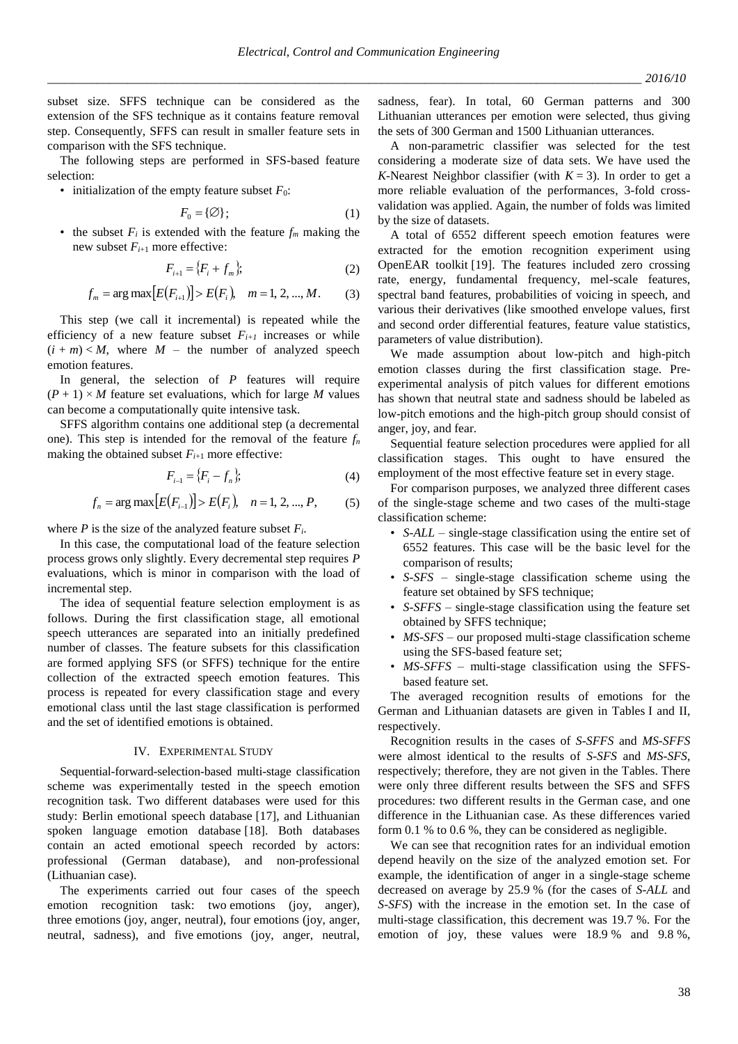subset size. SFFS technique can be considered as the extension of the SFS technique as it contains feature removal step. Consequently, SFFS can result in smaller feature sets in comparison with the SFS technique.

The following steps are performed in SFS-based feature selection:

- initialization of the empty feature subset $F_0$:

$$F_0 = \{\varnothing\}; \tag{1}$$

- the subset $F_i$ is extended with the feature $f_m$ making the new subset $F_{i+1}$ more effective:

$$F_{i+1} = \{F_i + f_m\}; \tag{2}$$

$$f_m = \arg\max[E(F_{i+1})] > E(F_i), \quad m = 1, 2, ..., M. \tag{3}$$

This step (we call it incremental) is repeated while the efficiency of a new feature subset $F_{i+1}$ increases or while $(i + m) < M$, where $M$ – the number of analyzed speech emotion features.

In general, the selection of $P$ features will require $(P + 1) \times M$ feature set evaluations, which for large $M$ values can become a computationally quite intensive task.

SFFS algorithm contains one additional step (a decremental one). This step is intended for the removal of the feature $f_n$ making the obtained subset $F_{i+1}$ more effective:

$$F_{i-1} = \{F_i - f_n\}; \tag{4}$$

$$f_n = \arg\max[E(F_{i-1})] > E(F_i), \quad n = 1, 2, ..., P, \tag{5}$$

where $P$ is the size of the analyzed feature subset $F_i$.

In this case, the computational load of the feature selection process grows only slightly. Every decremental step requires $P$ evaluations, which is minor in comparison with the load of incremental step.

The idea of sequential feature selection employment is as follows. During the first classification stage, all emotional speech utterances are separated into an initially predefined number of classes. The feature subsets for this classification are formed applying SFS (or SFFS) technique for the entire collection of the extracted speech emotion features. This process is repeated for every classification stage and every emotional class until the last stage classification is performed and the set of identified emotions is obtained.

## IV. Experimental Study

Sequential-forward-selection-based multi-stage classification scheme was experimentally tested in the speech emotion recognition task. Two different databases were used for this study: Berlin emotional speech database [17], and Lithuanian spoken language emotion database [18]. Both databases contain an acted emotional speech recorded by actors: professional (German database), and non-professional (Lithuanian case).

The experiments carried out four cases of the speech emotion recognition task: two emotions (joy, anger), three emotions (joy, anger, neutral), four emotions (joy, anger, neutral, sadness), and five emotions (joy, anger, neutral, sadness, fear). In total, 60 German patterns and 300 Lithuanian utterances per emotion were selected, thus giving the sets of 300 German and 1500 Lithuanian utterances.

A non-parametric classifier was selected for the test considering a moderate size of data sets. We have used the $K$-Nearest Neighbor classifier (with $K = 3$). In order to get a more reliable evaluation of the performances, 3-fold cross-validation was applied. Again, the number of folds was limited by the size of datasets.

A total of 6552 different speech emotion features were extracted for the emotion recognition experiment using OpenEAR toolkit [19]. The features included zero crossing rate, energy, fundamental frequency, mel-scale features, spectral band features, probabilities of voicing in speech, and various their derivatives (like smoothed envelope values, first and second order differential features, feature value statistics, parameters of value distribution).

We made assumption about low-pitch and high-pitch emotion classes during the first classification stage. Pre-experimental analysis of pitch values for different emotions has shown that neutral state and sadness should be labeled as low-pitch emotions and the high-pitch group should consist of anger, joy, and fear.

Sequential feature selection procedures were applied for all classification stages. This ought to have ensured the employment of the most effective feature set in every stage.

For comparison purposes, we analyzed three different cases of the single-stage scheme and two cases of the multi-stage classification scheme:

- *S-ALL* – single-stage classification using the entire set of 6552 features. This case will be the basic level for the comparison of results;
- *S-SFS* – single-stage classification scheme using the feature set obtained by SFS technique;
- *S-SFFS* – single-stage classification using the feature set obtained by SFFS technique;
- *MS-SFS* – our proposed multi-stage classification scheme using the SFS-based feature set;
- *MS-SFFS* – multi-stage classification using the SFFS-based feature set.

The averaged recognition results of emotions for the German and Lithuanian datasets are given in Tables I and II, respectively.

Recognition results in the cases of *S-SFFS* and *MS-SFFS* were almost identical to the results of *S-SFS* and *MS-SFS*, respectively; therefore, they are not given in the Tables. There were only three different results between the SFS and SFFS procedures: two different results in the German case, and one difference in the Lithuanian case. As these differences varied form 0.1 % to 0.6 %, they can be considered as negligible.

We can see that recognition rates for an individual emotion depend heavily on the size of the analyzed emotion set. For example, the identification of anger in a single-stage scheme decreased on average by 25.9 % (for the cases of *S-ALL* and *S-SFS*) with the increase in the emotion set. In the case of multi-stage classification, this decrement was 19.7 %. For the emotion of joy, these values were 18.9 % and 9.8 %,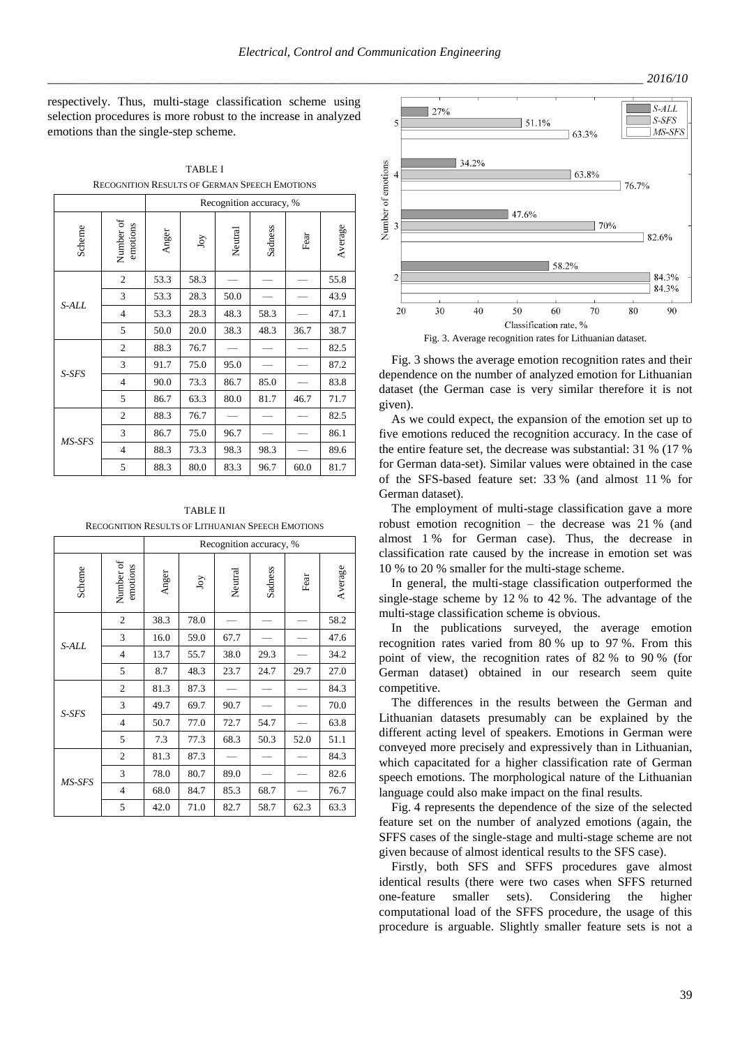respectively. Thus, multi-stage classification scheme using selection procedures is more robust to the increase in analyzed emotions than the single-step scheme.

TABLE I
RECOGNITION RESULTS OF GERMAN SPEECH EMOTIONS

| Scheme | Number of emotions | Anger | Joy | Neutral | Sadness | Fear | Average |
|---|---|---|---|---|---|---|---|
| | | Recognition accuracy, % | | | | | |
| S-ALL | 2 | 53.3 | 58.3 | — | — | — | 55.8 |
| | 3 | 53.3 | 28.3 | 50.0 | — | — | 43.9 |
| | 4 | 53.3 | 28.3 | 48.3 | 58.3 | — | 47.1 |
| | 5 | 50.0 | 20.0 | 38.3 | 48.3 | 36.7 | 38.7 |
| S-SFS | 2 | 88.3 | 76.7 | — | — | — | 82.5 |
| | 3 | 91.7 | 75.0 | 95.0 | — | — | 87.2 |
| | 4 | 90.0 | 73.3 | 86.7 | 85.0 | — | 83.8 |
| | 5 | 86.7 | 63.3 | 80.0 | 81.7 | 46.7 | 71.7 |
| MS-SFS | 2 | 88.3 | 76.7 | — | — | — | 82.5 |
| | 3 | 86.7 | 75.0 | 96.7 | — | — | 86.1 |
| | 4 | 88.3 | 73.3 | 98.3 | 98.3 | — | 89.6 |
| | 5 | 88.3 | 80.0 | 83.3 | 96.7 | 60.0 | 81.7 |

TABLE II
RECOGNITION RESULTS OF LITHUANIAN SPEECH EMOTIONS

| Scheme | Number of emotions | Anger | Joy | Neutral | Sadness | Fear | Average |
|---|---|---|---|---|---|---|---|
| | | Recognition accuracy, % | | | | | |
| S-ALL | 2 | 38.3 | 78.0 | — | — | — | 58.2 |
| | 3 | 16.0 | 59.0 | 67.7 | — | — | 47.6 |
| | 4 | 13.7 | 55.7 | 38.0 | 29.3 | — | 34.2 |
| | 5 | 8.7 | 48.3 | 23.7 | 24.7 | 29.7 | 27.0 |
| S-SFS | 2 | 81.3 | 87.3 | — | — | — | 84.3 |
| | 3 | 49.7 | 69.7 | 90.7 | — | — | 70.0 |
| | 4 | 50.7 | 77.0 | 72.7 | 54.7 | — | 63.8 |
| | 5 | 7.3 | 77.3 | 68.3 | 50.3 | 52.0 | 51.1 |
| MS-SFS | 2 | 81.3 | 87.3 | — | — | — | 84.3 |
| | 3 | 78.0 | 80.7 | 89.0 | — | — | 82.6 |
| | 4 | 68.0 | 84.7 | 85.3 | 68.7 | — | 76.7 |
| | 5 | 42.0 | 71.0 | 82.7 | 58.7 | 62.3 | 63.3 |

S-ALL
S-SFS
MS-SFS
Number of emotions
5: 27%, 51.1%, 63.3%
4: 34.2%, 63.8%, 76.7%
3: 47.6%, 70%, 82.6%
2: 58.2%, 84.3%, 84.3%
20 30 40 50 60 70 80 90
Classification rate, %

Fig. 3. Average recognition rates for Lithuanian dataset.

Fig. 3 shows the average emotion recognition rates and their dependence on the number of analyzed emotion for Lithuanian dataset (the German case is very similar therefore it is not given).

As we could expect, the expansion of the emotion set up to five emotions reduced the recognition accuracy. In the case of the entire feature set, the decrease was substantial: 31 % (17 % for German data-set). Similar values were obtained in the case of the SFS-based feature set: 33 % (and almost 11 % for German dataset).

The employment of multi-stage classification gave a more robust emotion recognition – the decrease was 21 % (and almost 1 % for German case). Thus, the decrease in classification rate caused by the increase in emotion set was 10 % to 20 % smaller for the multi-stage scheme.

In general, the multi-stage classification outperformed the single-stage scheme by 12 % to 42 %. The advantage of the multi-stage classification scheme is obvious.

In the publications surveyed, the average emotion recognition rates varied from 80 % up to 97 %. From this point of view, the recognition rates of 82 % to 90 % (for German dataset) obtained in our research seem quite competitive.

The differences in the results between the German and Lithuanian datasets presumably can be explained by the different acting level of speakers. Emotions in German were conveyed more precisely and expressively than in Lithuanian, which capacitated for a higher classification rate of German speech emotions. The morphological nature of the Lithuanian language could also make impact on the final results.

Fig. 4 represents the dependence of the size of the selected feature set on the number of analyzed emotions (again, the SFFS cases of the single-stage and multi-stage scheme are not given because of almost identical results to the SFS case).

Firstly, both SFS and SFFS procedures gave almost identical results (there were two cases when SFFS returned one-feature smaller sets). Considering the higher computational load of the SFFS procedure, the usage of this procedure is arguable. Slightly smaller feature sets is not a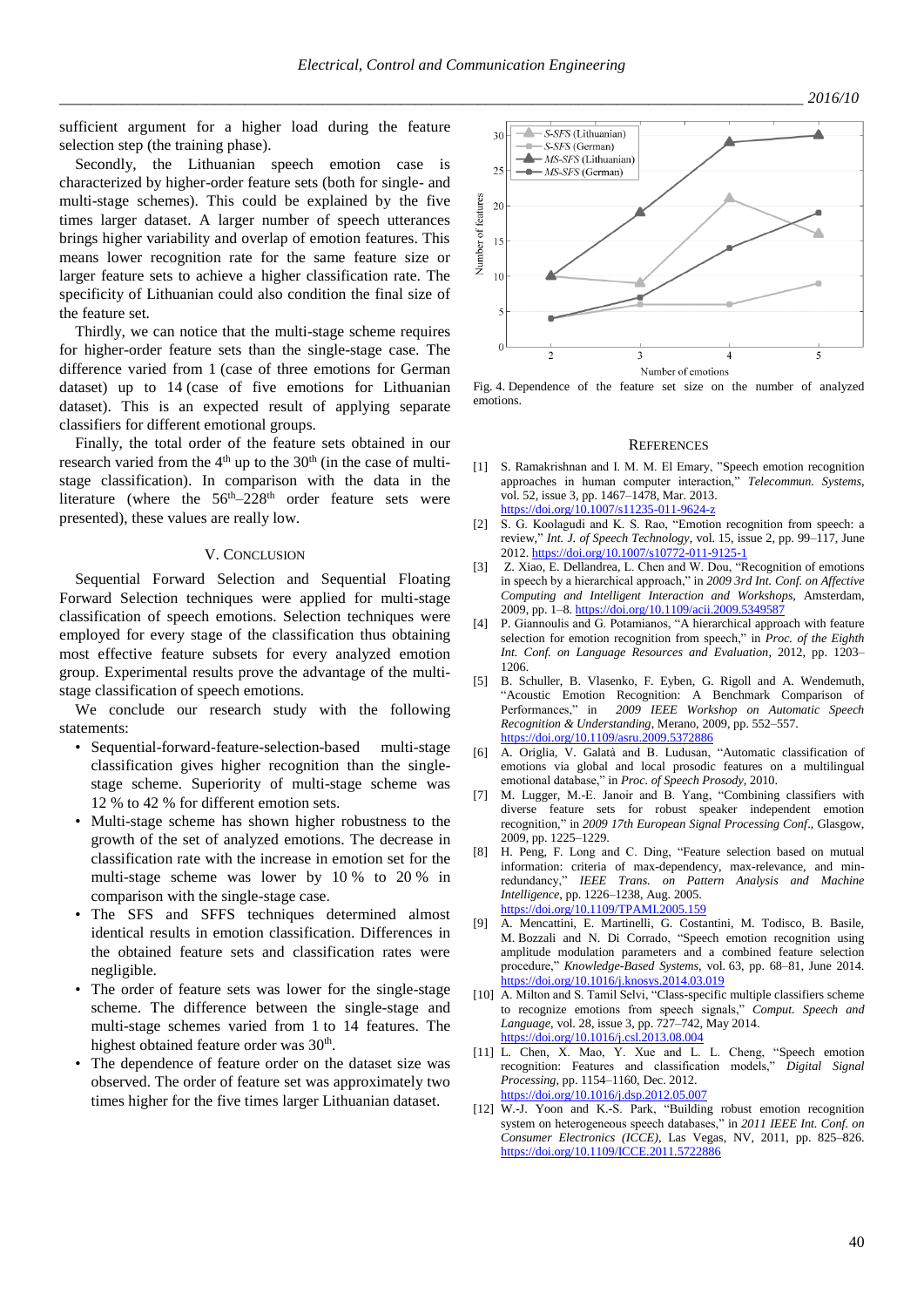sufficient argument for a higher load during the feature selection step (the training phase).

Secondly, the Lithuanian speech emotion case is characterized by higher-order feature sets (both for single- and multi-stage schemes). This could be explained by the five times larger dataset. A larger number of speech utterances brings higher variability and overlap of emotion features. This means lower recognition rate for the same feature size or larger feature sets to achieve a higher classification rate. The specificity of Lithuanian could also condition the final size of the feature set.

Thirdly, we can notice that the multi-stage scheme requires for higher-order feature sets than the single-stage case. The difference varied from 1 (case of three emotions for German dataset) up to 14 (case of five emotions for Lithuanian dataset). This is an expected result of applying separate classifiers for different emotional groups.

Finally, the total order of the feature sets obtained in our research varied from the 4th up to the 30th (in the case of multi-stage classification). In comparison with the data in the literature (where the 56th–228th order feature sets were presented), these values are really low.

## V. Conclusion

Sequential Forward Selection and Sequential Floating Forward Selection techniques were applied for multi-stage classification of speech emotions. Selection techniques were employed for every stage of the classification thus obtaining most effective feature subsets for every analyzed emotion group. Experimental results prove the advantage of the multi-stage classification of speech emotions.

We conclude our research study with the following statements:

- Sequential-forward-feature-selection-based multi-stage classification gives higher recognition than the single-stage scheme. Superiority of multi-stage scheme was 12 % to 42 % for different emotion sets.
- Multi-stage scheme has shown higher robustness to the growth of the set of analyzed emotions. The decrease in classification rate with the increase in emotion set for the multi-stage scheme was lower by 10 % to 20 % in comparison with the single-stage case.
- The SFS and SFFS techniques determined almost identical results in emotion classification. Differences in the obtained feature sets and classification rates were negligible.
- The order of feature sets was lower for the single-stage scheme. The difference between the single-stage and multi-stage schemes varied from 1 to 14 features. The highest obtained feature order was 30th.
- The dependence of feature order on the dataset size was observed. The order of feature set was approximately two times higher for the five times larger Lithuanian dataset.

S-SFS (Lithuanian)
S-SFS (German)
MS-SFS (Lithuanian)
MS-SFS (German)
Number of features
0
5
10
15
20
25
30
2
3
4
5
Number of emotions

Fig. 4. Dependence of the feature set size on the number of analyzed emotions.

## References

[1] S. Ramakrishnan and I. M. M. El Emary, "Speech emotion recognition approaches in human computer interaction," *Telecommun. Systems*, vol. 52, issue 3, pp. 1467–1478, Mar. 2013. https://doi.org/10.1007/s11235-011-9624-z

[2] S. G. Koolagudi and K. S. Rao, "Emotion recognition from speech: a review," *Int. J. of Speech Technology*, vol. 15, issue 2, pp. 99–117, June 2012. https://doi.org/10.1007/s10772-011-9125-1

[3] Z. Xiao, E. Dellandrea, L. Chen and W. Dou, "Recognition of emotions in speech by a hierarchical approach," in *2009 3rd Int. Conf. on Affective Computing and Intelligent Interaction and Workshops*, Amsterdam, 2009, pp. 1–8. https://doi.org/10.1109/acii.2009.5349587

[4] P. Giannoulis and G. Potamianos, "A hierarchical approach with feature selection for emotion recognition from speech," in *Proc. of the Eighth Int. Conf. on Language Resources and Evaluation*, 2012, pp. 1203–1206.

[5] B. Schuller, B. Vlasenko, F. Eyben, G. Rigoll and A. Wendemuth, "Acoustic Emotion Recognition: A Benchmark Comparison of Performances," in *2009 IEEE Workshop on Automatic Speech Recognition & Understanding*, Merano, 2009, pp. 552–557. https://doi.org/10.1109/asru.2009.5372886

[6] A. Origlia, V. Galatà and B. Ludusan, "Automatic classification of emotions via global and local prosodic features on a multilingual emotional database," in *Proc. of Speech Prosody*, 2010.

[7] M. Lugger, M.-E. Janoir and B. Yang, "Combining classifiers with diverse feature sets for robust speaker independent emotion recognition," in *2009 17th European Signal Processing Conf*, Glasgow, 2009, pp. 1225–1229.

[8] H. Peng, F. Long and C. Ding, "Feature selection based on mutual information: criteria of max-dependency, max-relevance, and min-redundancy," *IEEE Trans. on Pattern Analysis and Machine Intelligence*, pp. 1226–1238, Aug. 2005. https://doi.org/10.1109/TPAMI.2005.159

[9] A. Mencattini, E. Martinelli, G. Costantini, M. Todisco, B. Basile, M. Bozzali and N. Di Corrado, "Speech emotion recognition using amplitude modulation parameters and a combined feature selection procedure," *Knowledge-Based Systems*, vol. 63, pp. 68–81, June 2014. https://doi.org/10.1016/j.knosys.2014.03.019

[10] A. Milton and S. Tamil Selvi, "Class-specific multiple classifiers scheme to recognize emotions from speech signals," *Comput. Speech and Language*, vol. 28, issue 3, pp. 727–742, May 2014. https://doi.org/10.1016/j.csl.2013.08.004

[11] L. Chen, X. Mao, Y. Xue and L. L. Cheng, "Speech emotion recognition: Features and classification models," *Digital Signal Processing*, pp. 1154–1160, Dec. 2012. https://doi.org/10.1016/j.dsp.2012.05.007

[12] W.-J. Yoon and K.-S. Park, "Building robust emotion recognition system on heterogeneous speech databases," in *2011 IEEE Int. Conf. on Consumer Electronics (ICCE)*, Las Vegas, NV, 2011, pp. 825–826. https://doi.org/10.1109/ICCE.2011.5722886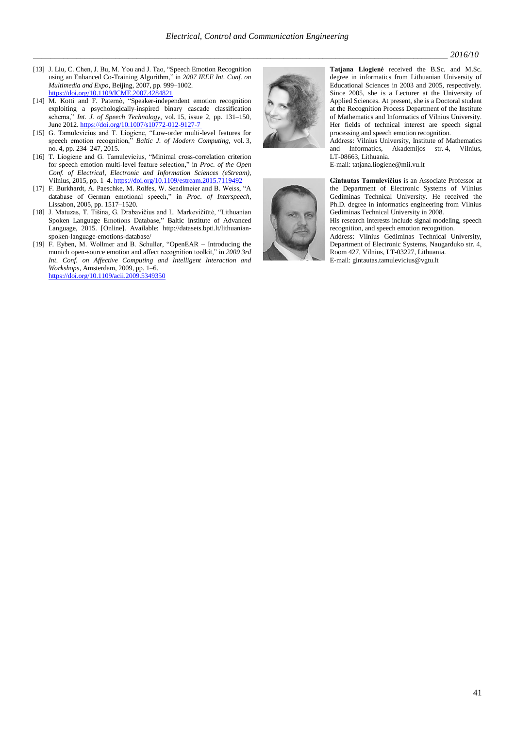[13] J. Liu, C. Chen, J. Bu, M. You and J. Tao, "Speech Emotion Recognition using an Enhanced Co-Training Algorithm," in *2007 IEEE Int. Conf. on Multimedia and Expo*, Beijing, 2007, pp. 999–1002. https://doi.org/10.1109/ICME.2007.4284821

[14] M. Kotti and F. Paternò, "Speaker-independent emotion recognition exploiting a psychologically-inspired binary cascade classification schema," *Int. J. of Speech Technology*, vol. 15, issue 2, pp. 131–150, June 2012. https://doi.org/10.1007/s10772-012-9127-7

[15] G. Tamulevicius and T. Liogiene, "Low-order multi-level features for speech emotion recognition," *Baltic J. of Modern Computing*, vol. 3, no. 4, pp. 234–247, 2015.

[16] T. Liogiene and G. Tamulevicius, "Minimal cross-correlation criterion for speech emotion multi-level feature selection," in *Proc. of the Open Conf. of Electrical, Electronic and Information Sciences (eStream)*, Vilnius, 2015, pp. 1–4. https://doi.org/10.1109/estream.2015.7119492

[17] F. Burkhardt, A. Paeschke, M. Rolfes, W. Sendlmeier and B. Weiss, "A database of German emotional speech," in *Proc. of Interspeech*, Lissabon, 2005, pp. 1517–1520.

[18] J. Matuzas, T. Tišina, G. Drabavičius and L. Markevičiūtė, "Lithuanian Spoken Language Emotions Database," Baltic Institute of Advanced Language, 2015. [Online]. Available: http://datasets.bpti.lt/lithuanian-spoken-language-emotions-database/

[19] F. Eyben, M. Wollmer and B. Schuller, "OpenEAR – Introducing the munich open-source emotion and affect recognition toolkit," in *2009 3rd Int. Conf. on Affective Computing and Intelligent Interaction and Workshops*, Amsterdam, 2009, pp. 1–6. https://doi.org/10.1109/acii.2009.5349350

**Tatjana Liogienė** received the B.Sc. and M.Sc. degree in informatics from Lithuanian University of Educational Sciences in 2003 and 2005, respectively. Since 2005, she is a Lecturer at the University of Applied Sciences. At present, she is a Doctoral student at the Recognition Process Department of the Institute of Mathematics and Informatics of Vilnius University. Her fields of technical interest are speech signal processing and speech emotion recognition.
Address: Vilnius University, Institute of Mathematics and Informatics, Akademijos str. 4, Vilnius, LT-08663, Lithuania.
E-mail: tatjana.liogiene@mii.vu.lt

**Gintautas Tamulevičius** is an Associate Professor at the Department of Electronic Systems of Vilnius Gediminas Technical University. He received the Ph.D. degree in informatics engineering from Vilnius Gediminas Technical University in 2008.
His research interests include signal modeling, speech recognition, and speech emotion recognition.
Address: Vilnius Gediminas Technical University, Department of Electronic Systems, Naugarduko str. 4, Room 427, Vilnius, LT-03227, Lithuania.
E-mail: gintautas.tamulevicius@vgtu.lt